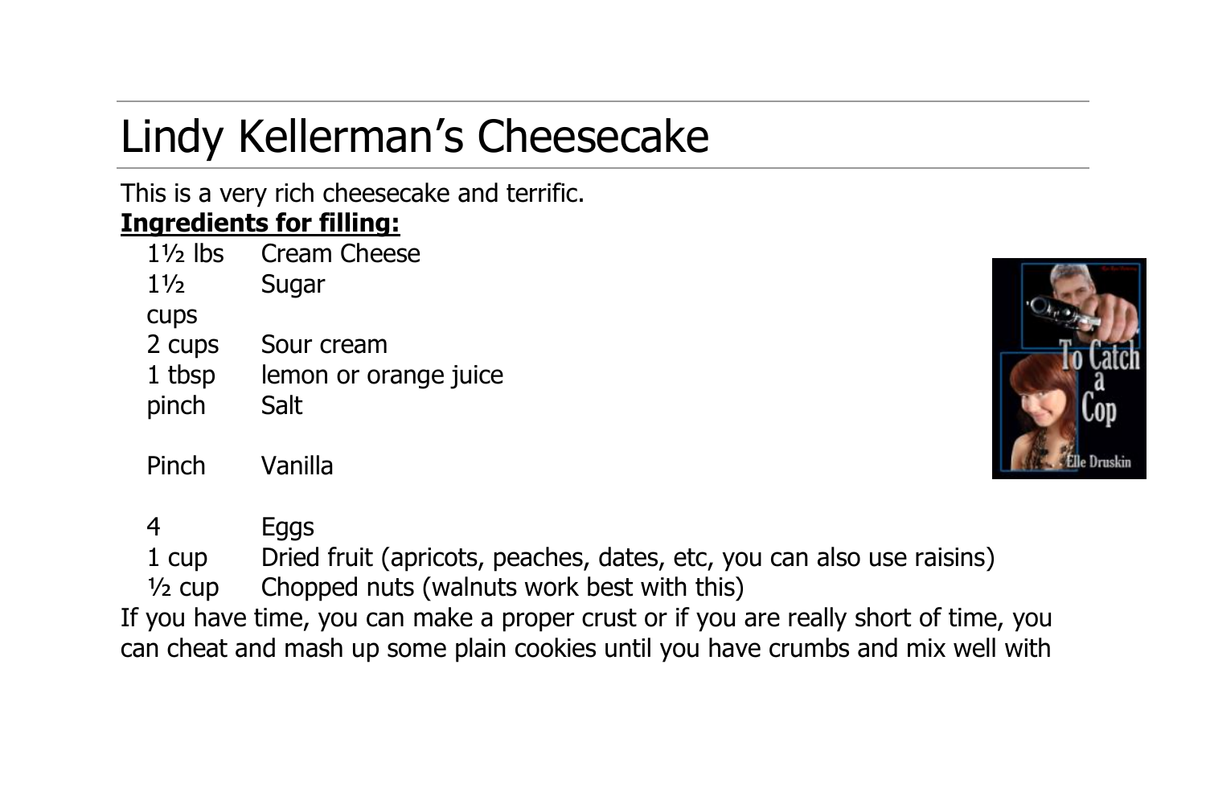# Lindy Kellerman's Cheesecake

This is a very rich cheesecake and terrific.

**Ingredients for filling:**

| | |
|---|---|
| 1½ lbs | Cream Cheese |
| 1½ cups | Sugar |
| 2 cups | Sour cream |
| 1 tbsp | lemon or orange juice |
| pinch | Salt |
| Pinch | Vanilla |
| 4 | Eggs |
| 1 cup | Dried fruit (apricots, peaches, dates, etc, you can also use raisins) |
| ½ cup | Chopped nuts (walnuts work best with this) |

If you have time, you can make a proper crust or if you are really short of time, you can cheat and mash up some plain cookies until you have crumbs and mix well with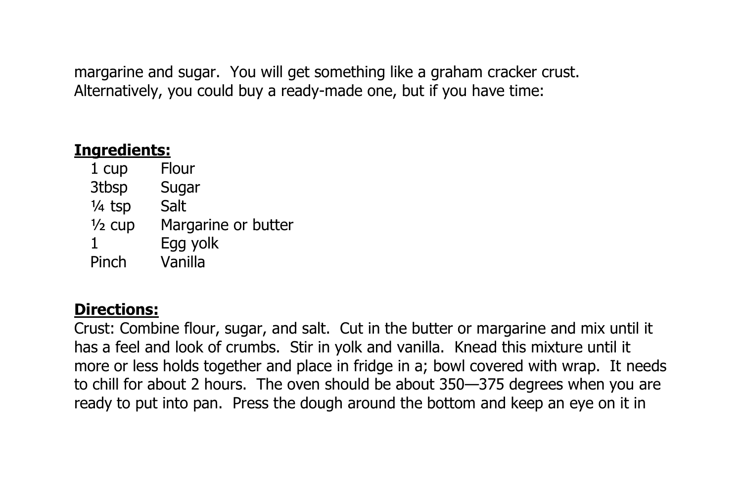margarine and sugar. You will get something like a graham cracker crust. Alternatively, you could buy a ready-made one, but if you have time:

**Ingredients:**

| | |
|---|---|
| 1 cup | Flour |
| 3tbsp | Sugar |
| ¼ tsp | Salt |
| ½ cup | Margarine or butter |
| 1 | Egg yolk |
| Pinch | Vanilla |

**Directions:**

Crust: Combine flour, sugar, and salt. Cut in the butter or margarine and mix until it has a feel and look of crumbs. Stir in yolk and vanilla. Knead this mixture until it more or less holds together and place in fridge in a; bowl covered with wrap. It needs to chill for about 2 hours. The oven should be about 350—375 degrees when you are ready to put into pan. Press the dough around the bottom and keep an eye on it in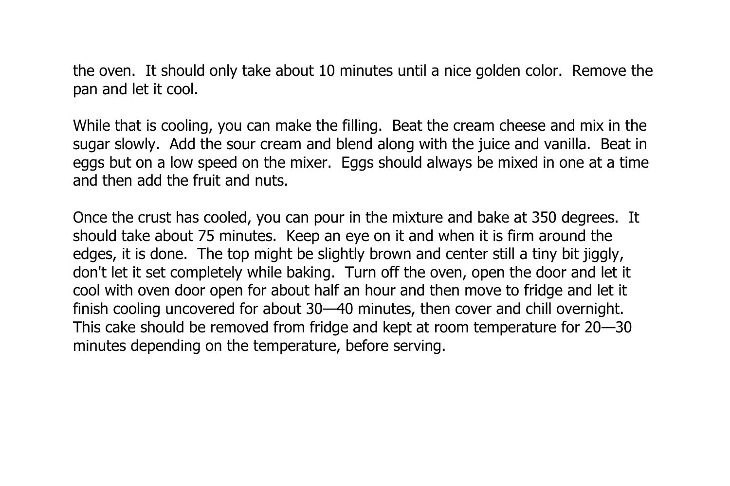the oven.  It should only take about 10 minutes until a nice golden color.  Remove the pan and let it cool.

While that is cooling, you can make the filling.  Beat the cream cheese and mix in the sugar slowly.  Add the sour cream and blend along with the juice and vanilla.  Beat in eggs but on a low speed on the mixer.  Eggs should always be mixed in one at a time and then add the fruit and nuts.

Once the crust has cooled, you can pour in the mixture and bake at 350 degrees.  It should take about 75 minutes.  Keep an eye on it and when it is firm around the edges, it is done.  The top might be slightly brown and center still a tiny bit jiggly, don't let it set completely while baking.  Turn off the oven, open the door and let it cool with oven door open for about half an hour and then move to fridge and let it finish cooling uncovered for about 30—40 minutes, then cover and chill overnight.  This cake should be removed from fridge and kept at room temperature for 20—30 minutes depending on the temperature, before serving.